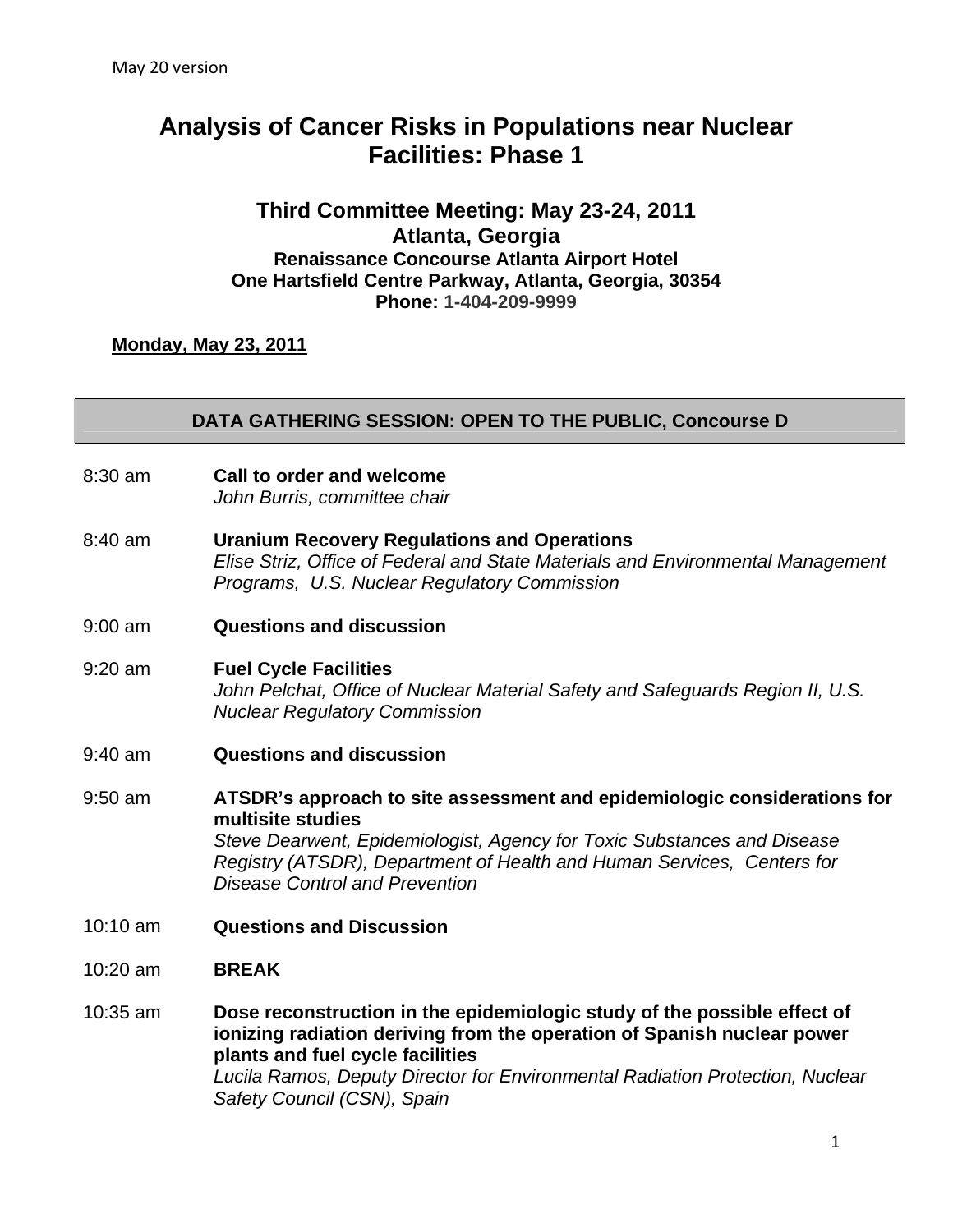May 20 version

# Analysis of Cancer Risks in Populations near Nuclear Facilities: Phase 1

## Third Committee Meeting: May 23-24, 2011
## Atlanta, Georgia

**Renaissance Concourse Atlanta Airport Hotel**
**One Hartsfield Centre Parkway, Atlanta, Georgia, 30354**
**Phone: 1-404-209-9999**

**Monday, May 23, 2011**

### DATA GATHERING SESSION: OPEN TO THE PUBLIC, Concourse D

8:30 am **Call to order and welcome**
*John Burris, committee chair*

8:40 am **Uranium Recovery Regulations and Operations**
*Elise Striz, Office of Federal and State Materials and Environmental Management Programs, U.S. Nuclear Regulatory Commission*

9:00 am **Questions and discussion**

9:20 am **Fuel Cycle Facilities**
*John Pelchat, Office of Nuclear Material Safety and Safeguards Region II, U.S. Nuclear Regulatory Commission*

9:40 am **Questions and discussion**

9:50 am **ATSDR's approach to site assessment and epidemiologic considerations for multisite studies**
*Steve Dearwent, Epidemiologist, Agency for Toxic Substances and Disease Registry (ATSDR), Department of Health and Human Services, Centers for Disease Control and Prevention*

10:10 am **Questions and Discussion**

10:20 am **BREAK**

10:35 am **Dose reconstruction in the epidemiologic study of the possible effect of ionizing radiation deriving from the operation of Spanish nuclear power plants and fuel cycle facilities**
*Lucila Ramos, Deputy Director for Environmental Radiation Protection, Nuclear Safety Council (CSN), Spain*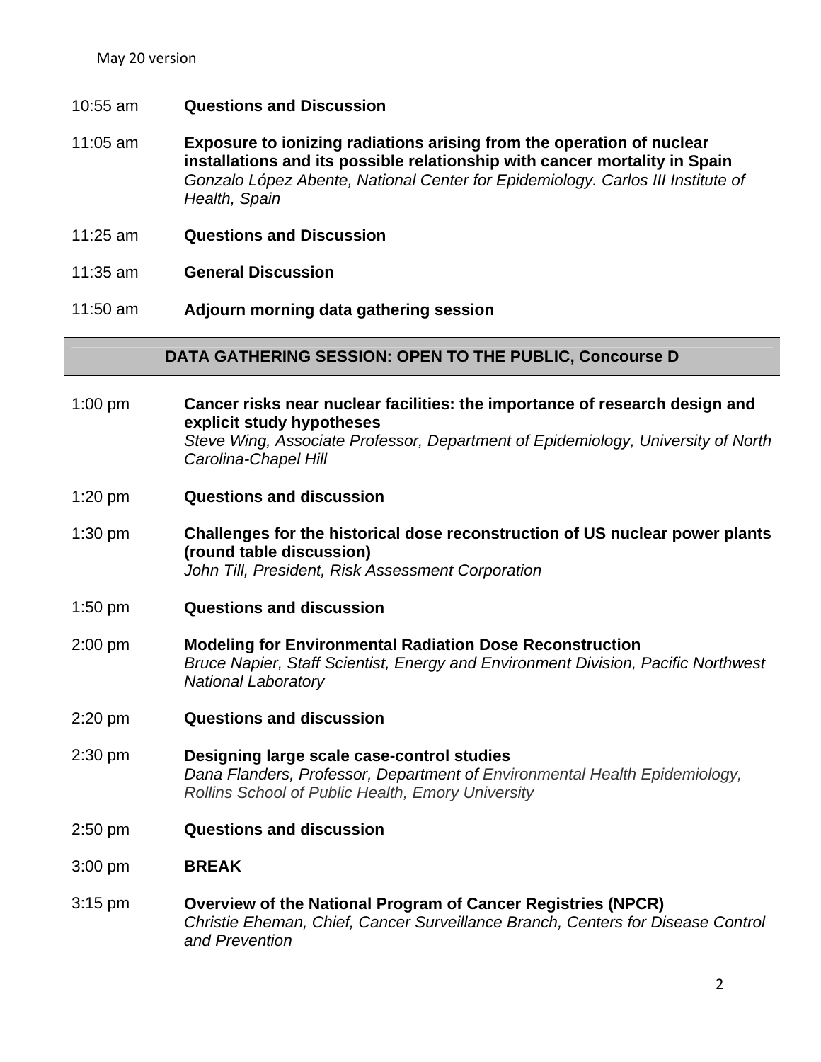May 20 version

| | |
|---|---|
| 10:55 am | **Questions and Discussion** |
| 11:05 am | **Exposure to ionizing radiations arising from the operation of nuclear installations and its possible relationship with cancer mortality in Spain** *Gonzalo López Abente, National Center for Epidemiology. Carlos III Institute of Health, Spain* |
| 11:25 am | **Questions and Discussion** |
| 11:35 am | **General Discussion** |
| 11:50 am | **Adjourn morning data gathering session** |

## DATA GATHERING SESSION: OPEN TO THE PUBLIC, Concourse D

| | |
|---|---|
| 1:00 pm | **Cancer risks near nuclear facilities: the importance of research design and explicit study hypotheses** *Steve Wing, Associate Professor, Department of Epidemiology, University of North Carolina-Chapel Hill* |
| 1:20 pm | **Questions and discussion** |
| 1:30 pm | **Challenges for the historical dose reconstruction of US nuclear power plants (round table discussion)** *John Till, President, Risk Assessment Corporation* |
| 1:50 pm | **Questions and discussion** |
| 2:00 pm | **Modeling for Environmental Radiation Dose Reconstruction** *Bruce Napier, Staff Scientist, Energy and Environment Division, Pacific Northwest National Laboratory* |
| 2:20 pm | **Questions and discussion** |
| 2:30 pm | **Designing large scale case-control studies** *Dana Flanders, Professor, Department of Environmental Health Epidemiology, Rollins School of Public Health, Emory University* |
| 2:50 pm | **Questions and discussion** |
| 3:00 pm | **BREAK** |
| 3:15 pm | **Overview of the National Program of Cancer Registries (NPCR)** *Christie Eheman, Chief, Cancer Surveillance Branch, Centers for Disease Control and Prevention* |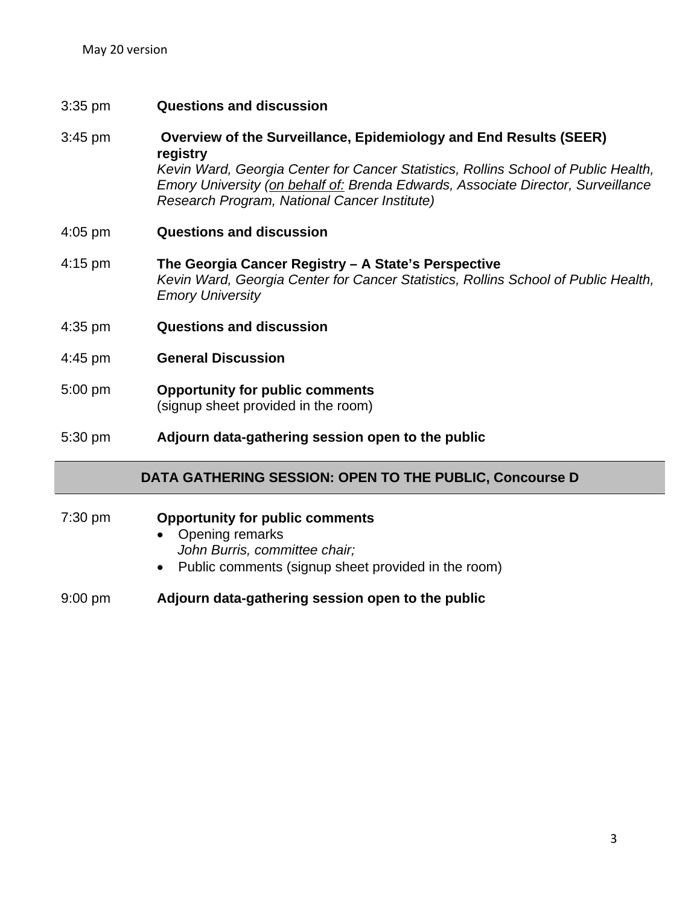May 20 version

3:35 pm **Questions and discussion**

3:45 pm **Overview of the Surveillance, Epidemiology and End Results (SEER) registry**
*Kevin Ward, Georgia Center for Cancer Statistics, Rollins School of Public Health, Emory University (on behalf of: Brenda Edwards, Associate Director, Surveillance Research Program, National Cancer Institute)*

4:05 pm **Questions and discussion**

4:15 pm **The Georgia Cancer Registry – A State's Perspective**
*Kevin Ward, Georgia Center for Cancer Statistics, Rollins School of Public Health, Emory University*

4:35 pm **Questions and discussion**

4:45 pm **General Discussion**

5:00 pm **Opportunity for public comments**
(signup sheet provided in the room)

5:30 pm **Adjourn data-gathering session open to the public**

## DATA GATHERING SESSION: OPEN TO THE PUBLIC, Concourse D

7:30 pm **Opportunity for public comments**

- Opening remarks
  *John Burris, committee chair;*
- Public comments (signup sheet provided in the room)

9:00 pm **Adjourn data-gathering session open to the public**